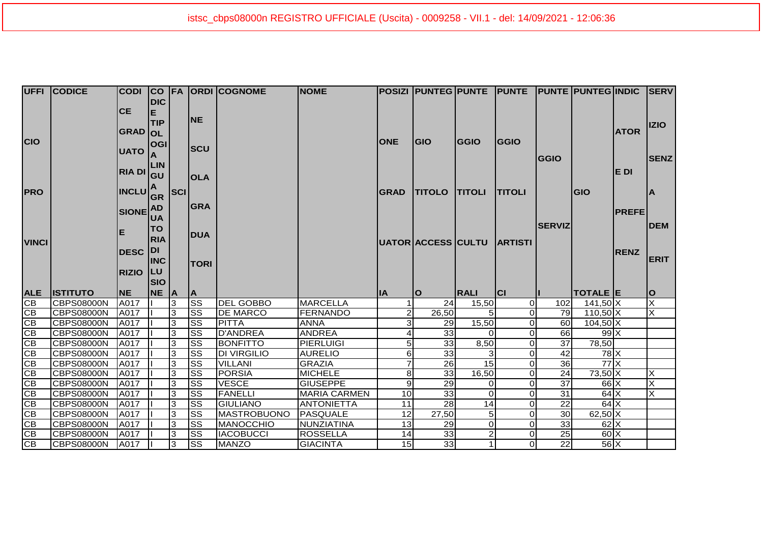istsc_cbps08000n REGISTRO UFFICIALE (Uscita) - 0009258 - VII.1 - del: 14/09/2021 - 12:06:36

| UFFICIO PROVINCIALE | CODICE ISTITUTO | CODICE GRADUATORIA DI INCLUSIONE DESCRIZIONE | CODICE TIPOLOGIA LINGUA GRADUATORIA DI INCLUSIONE | FASCIA | ORDINE SCUOLA GRADUATORIA | COGNOME | NOME | POSIZIONE GRADUATORIA | PUNTEGGIO TITOLO ACCESSO | PUNTEGGIO TITOLI CULTURALI | PUNTEGGIO TITOLI ARTISTICI | PUNTEGGIO SERVIZI | PUNTEGGIO TOTALE | INDICATORE DI PREFERENZE | SERVIZIO SENZA DEMERITO |
|---|---|---|---|---|---|---|---|---|---|---|---|---|---|---|---|
| CB | CBPS08000N | A017 | I | 3 | SS | DEL GOBBO | MARCELLA | 1 | 24 | 15,50 | 0 | 102 | 141,50 | X | X |
| CB | CBPS08000N | A017 | I | 3 | SS | DE MARCO | FERNANDO | 2 | 26,50 | 5 | 0 | 79 | 110,50 | X | X |
| CB | CBPS08000N | A017 | I | 3 | SS | PITTA | ANNA | 3 | 29 | 15,50 | 0 | 60 | 104,50 | X | |
| CB | CBPS08000N | A017 | I | 3 | SS | D'ANDREA | ANDREA | 4 | 33 | 0 | 0 | 66 | 99 | X | |
| CB | CBPS08000N | A017 | I | 3 | SS | BONFITTO | PIERLUIGI | 5 | 33 | 8,50 | 0 | 37 | 78,50 | | |
| CB | CBPS08000N | A017 | I | 3 | SS | DI VIRGILIO | AURELIO | 6 | 33 | 3 | 0 | 42 | 78 | X | |
| CB | CBPS08000N | A017 | I | 3 | SS | VILLANI | GRAZIA | 7 | 26 | 15 | 0 | 36 | 77 | X | |
| CB | CBPS08000N | A017 | I | 3 | SS | PORSIA | MICHELE | 8 | 33 | 16,50 | 0 | 24 | 73,50 | X | X |
| CB | CBPS08000N | A017 | I | 3 | SS | VESCE | GIUSEPPE | 9 | 29 | 0 | 0 | 37 | 66 | X | X |
| CB | CBPS08000N | A017 | I | 3 | SS | FANELLI | MARIA CARMEN | 10 | 33 | 0 | 0 | 31 | 64 | X | X |
| CB | CBPS08000N | A017 | I | 3 | SS | GIULIANO | ANTONIETTA | 11 | 28 | 14 | 0 | 22 | 64 | X | |
| CB | CBPS08000N | A017 | I | 3 | SS | MASTROBUONO | PASQUALE | 12 | 27,50 | 5 | 0 | 30 | 62,50 | X | |
| CB | CBPS08000N | A017 | I | 3 | SS | MANOCCHIO | NUNZIATINA | 13 | 29 | 0 | 0 | 33 | 62 | X | |
| CB | CBPS08000N | A017 | I | 3 | SS | IACOBUCCI | ROSSELLA | 14 | 33 | 2 | 0 | 25 | 60 | X | |
| CB | CBPS08000N | A017 | I | 3 | SS | MANZO | GIACINTA | 15 | 33 | 1 | 0 | 22 | 56 | X | |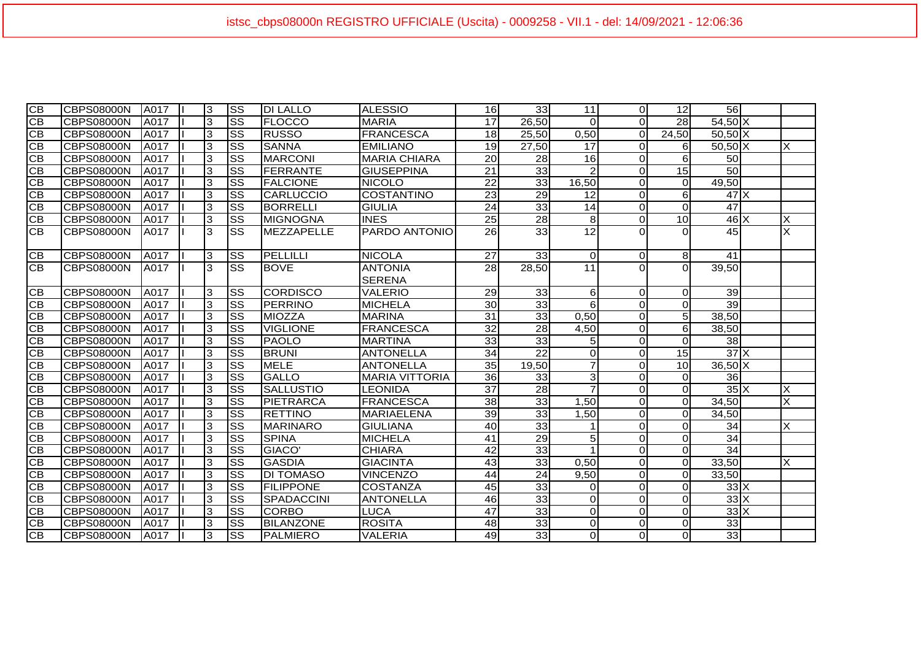| | | | | | | | | | | | | | | | |
|---|---|---|---|---|---|---|---|---|---|---|---|---|---|---|---|
| CB | CBPS08000N | A017 | I | 3 | SS | DI LALLO | ALESSIO | 16 | 33 | 11 | 0 | 12 | 56 | | |
| CB | CBPS08000N | A017 | I | 3 | SS | FLOCCO | MARIA | 17 | 26,50 | 0 | 0 | 28 | 54,50 | X | |
| CB | CBPS08000N | A017 | I | 3 | SS | RUSSO | FRANCESCA | 18 | 25,50 | 0,50 | 0 | 24,50 | 50,50 | X | |
| CB | CBPS08000N | A017 | I | 3 | SS | SANNA | EMILIANO | 19 | 27,50 | 17 | 0 | 6 | 50,50 | X | X |
| CB | CBPS08000N | A017 | I | 3 | SS | MARCONI | MARIA CHIARA | 20 | 28 | 16 | 0 | 6 | 50 | | |
| CB | CBPS08000N | A017 | I | 3 | SS | FERRANTE | GIUSEPPINA | 21 | 33 | 2 | 0 | 15 | 50 | | |
| CB | CBPS08000N | A017 | I | 3 | SS | FALCIONE | NICOLO | 22 | 33 | 16,50 | 0 | 0 | 49,50 | | |
| CB | CBPS08000N | A017 | I | 3 | SS | CARLUCCIO | COSTANTINO | 23 | 29 | 12 | 0 | 6 | 47 | X | |
| CB | CBPS08000N | A017 | I | 3 | SS | BORRELLI | GIULIA | 24 | 33 | 14 | 0 | 0 | 47 | | |
| CB | CBPS08000N | A017 | I | 3 | SS | MIGNOGNA | INES | 25 | 28 | 8 | 0 | 10 | 46 | X | X |
| CB | CBPS08000N | A017 | I | 3 | SS | MEZZAPELLE | PARDO ANTONIO | 26 | 33 | 12 | 0 | 0 | 45 | | X |
| CB | CBPS08000N | A017 | I | 3 | SS | PELLILLI | NICOLA | 27 | 33 | 0 | 0 | 8 | 41 | | |
| CB | CBPS08000N | A017 | I | 3 | SS | BOVE | ANTONIA SERENA | 28 | 28,50 | 11 | 0 | 0 | 39,50 | | |
| CB | CBPS08000N | A017 | I | 3 | SS | CORDISCO | VALERIO | 29 | 33 | 6 | 0 | 0 | 39 | | |
| CB | CBPS08000N | A017 | I | 3 | SS | PERRINO | MICHELA | 30 | 33 | 6 | 0 | 0 | 39 | | |
| CB | CBPS08000N | A017 | I | 3 | SS | MIOZZA | MARINA | 31 | 33 | 0,50 | 0 | 5 | 38,50 | | |
| CB | CBPS08000N | A017 | I | 3 | SS | VIGLIONE | FRANCESCA | 32 | 28 | 4,50 | 0 | 6 | 38,50 | | |
| CB | CBPS08000N | A017 | I | 3 | SS | PAOLO | MARTINA | 33 | 33 | 5 | 0 | 0 | 38 | | |
| CB | CBPS08000N | A017 | I | 3 | SS | BRUNI | ANTONELLA | 34 | 22 | 0 | 0 | 15 | 37 | X | |
| CB | CBPS08000N | A017 | I | 3 | SS | MELE | ANTONELLA | 35 | 19,50 | 7 | 0 | 10 | 36,50 | X | |
| CB | CBPS08000N | A017 | I | 3 | SS | GALLO | MARIA VITTORIA | 36 | 33 | 3 | 0 | 0 | 36 | | |
| CB | CBPS08000N | A017 | I | 3 | SS | SALLUSTIO | LEONIDA | 37 | 28 | 7 | 0 | 0 | 35 | X | X |
| CB | CBPS08000N | A017 | I | 3 | SS | PIETRARCA | FRANCESCA | 38 | 33 | 1,50 | 0 | 0 | 34,50 | | X |
| CB | CBPS08000N | A017 | I | 3 | SS | RETTINO | MARIAELENA | 39 | 33 | 1,50 | 0 | 0 | 34,50 | | |
| CB | CBPS08000N | A017 | I | 3 | SS | MARINARO | GIULIANA | 40 | 33 | 1 | 0 | 0 | 34 | | X |
| CB | CBPS08000N | A017 | I | 3 | SS | SPINA | MICHELA | 41 | 29 | 5 | 0 | 0 | 34 | | |
| CB | CBPS08000N | A017 | I | 3 | SS | GIACO' | CHIARA | 42 | 33 | 1 | 0 | 0 | 34 | | |
| CB | CBPS08000N | A017 | I | 3 | SS | GASDIA | GIACINTA | 43 | 33 | 0,50 | 0 | 0 | 33,50 | | X |
| CB | CBPS08000N | A017 | I | 3 | SS | DI TOMASO | VINCENZO | 44 | 24 | 9,50 | 0 | 0 | 33,50 | | |
| CB | CBPS08000N | A017 | I | 3 | SS | FILIPPONE | COSTANZA | 45 | 33 | 0 | 0 | 0 | 33 | X | |
| CB | CBPS08000N | A017 | I | 3 | SS | SPADACCINI | ANTONELLA | 46 | 33 | 0 | 0 | 0 | 33 | X | |
| CB | CBPS08000N | A017 | I | 3 | SS | CORBO | LUCA | 47 | 33 | 0 | 0 | 0 | 33 | X | |
| CB | CBPS08000N | A017 | I | 3 | SS | BILANZONE | ROSITA | 48 | 33 | 0 | 0 | 0 | 33 | | |
| CB | CBPS08000N | A017 | I | 3 | SS | PALMIERO | VALERIA | 49 | 33 | 0 | 0 | 0 | 33 | | |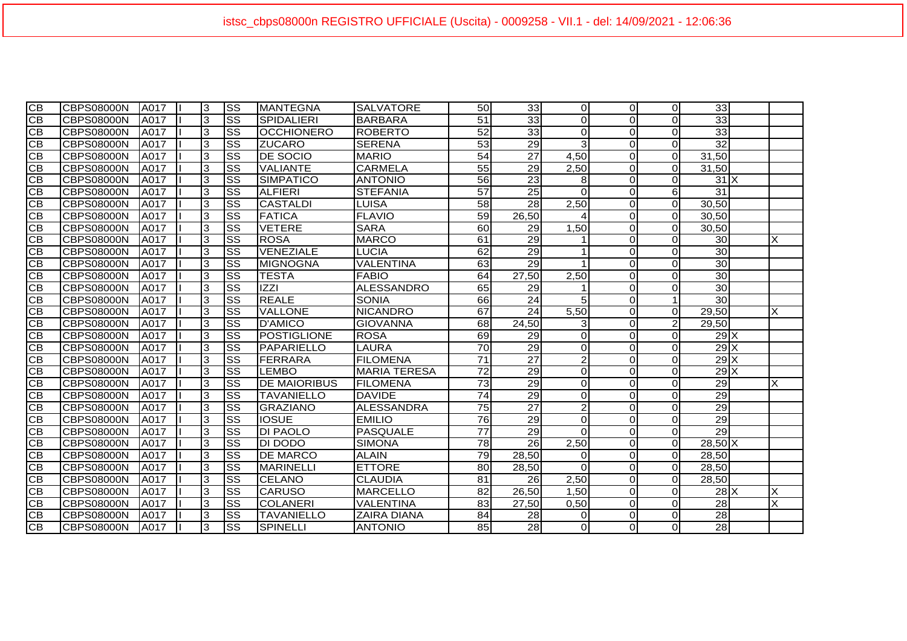istsc_cbps08000n REGISTRO UFFICIALE (Uscita) - 0009258 - VII.1 - del: 14/09/2021 - 12:06:36

| | | | | | | | | | | | | | | | |
|---|---|---|---|---|---|---|---|---|---|---|---|---|---|---|---|
| CB | CBPS08000N | A017 | I | 3 | SS | MANTEGNA | SALVATORE | 50 | 33 | 0 | 0 | 0 | 33 | | |
| CB | CBPS08000N | A017 | I | 3 | SS | SPIDALIERI | BARBARA | 51 | 33 | 0 | 0 | 0 | 33 | | |
| CB | CBPS08000N | A017 | I | 3 | SS | OCCHIONERO | ROBERTO | 52 | 33 | 0 | 0 | 0 | 33 | | |
| CB | CBPS08000N | A017 | I | 3 | SS | ZUCARO | SERENA | 53 | 29 | 3 | 0 | 0 | 32 | | |
| CB | CBPS08000N | A017 | I | 3 | SS | DE SOCIO | MARIO | 54 | 27 | 4,50 | 0 | 0 | 31,50 | | |
| CB | CBPS08000N | A017 | I | 3 | SS | VALIANTE | CARMELA | 55 | 29 | 2,50 | 0 | 0 | 31,50 | | |
| CB | CBPS08000N | A017 | I | 3 | SS | SIMPATICO | ANTONIO | 56 | 23 | 8 | 0 | 0 | 31 | X | |
| CB | CBPS08000N | A017 | I | 3 | SS | ALFIERI | STEFANIA | 57 | 25 | 0 | 0 | 6 | 31 | | |
| CB | CBPS08000N | A017 | I | 3 | SS | CASTALDI | LUISA | 58 | 28 | 2,50 | 0 | 0 | 30,50 | | |
| CB | CBPS08000N | A017 | I | 3 | SS | FATICA | FLAVIO | 59 | 26,50 | 4 | 0 | 0 | 30,50 | | |
| CB | CBPS08000N | A017 | I | 3 | SS | VETERE | SARA | 60 | 29 | 1,50 | 0 | 0 | 30,50 | | |
| CB | CBPS08000N | A017 | I | 3 | SS | ROSA | MARCO | 61 | 29 | 1 | 0 | 0 | 30 | | X |
| CB | CBPS08000N | A017 | I | 3 | SS | VENEZIALE | LUCIA | 62 | 29 | 1 | 0 | 0 | 30 | | |
| CB | CBPS08000N | A017 | I | 3 | SS | MIGNOGNA | VALENTINA | 63 | 29 | 1 | 0 | 0 | 30 | | |
| CB | CBPS08000N | A017 | I | 3 | SS | TESTA | FABIO | 64 | 27,50 | 2,50 | 0 | 0 | 30 | | |
| CB | CBPS08000N | A017 | I | 3 | SS | IZZI | ALESSANDRO | 65 | 29 | 1 | 0 | 0 | 30 | | |
| CB | CBPS08000N | A017 | I | 3 | SS | REALE | SONIA | 66 | 24 | 5 | 0 | 1 | 30 | | |
| CB | CBPS08000N | A017 | I | 3 | SS | VALLONE | NICANDRO | 67 | 24 | 5,50 | 0 | 0 | 29,50 | | X |
| CB | CBPS08000N | A017 | I | 3 | SS | D'AMICO | GIOVANNA | 68 | 24,50 | 3 | 0 | 2 | 29,50 | | |
| CB | CBPS08000N | A017 | I | 3 | SS | POSTIGLIONE | ROSA | 69 | 29 | 0 | 0 | 0 | 29 | X | |
| CB | CBPS08000N | A017 | I | 3 | SS | PAPARIELLO | LAURA | 70 | 29 | 0 | 0 | 0 | 29 | X | |
| CB | CBPS08000N | A017 | I | 3 | SS | FERRARA | FILOMENA | 71 | 27 | 2 | 0 | 0 | 29 | X | |
| CB | CBPS08000N | A017 | I | 3 | SS | LEMBO | MARIA TERESA | 72 | 29 | 0 | 0 | 0 | 29 | X | |
| CB | CBPS08000N | A017 | I | 3 | SS | DE MAIORIBUS | FILOMENA | 73 | 29 | 0 | 0 | 0 | 29 | | X |
| CB | CBPS08000N | A017 | I | 3 | SS | TAVANIELLO | DAVIDE | 74 | 29 | 0 | 0 | 0 | 29 | | |
| CB | CBPS08000N | A017 | I | 3 | SS | GRAZIANO | ALESSANDRA | 75 | 27 | 2 | 0 | 0 | 29 | | |
| CB | CBPS08000N | A017 | I | 3 | SS | IOSUE | EMILIO | 76 | 29 | 0 | 0 | 0 | 29 | | |
| CB | CBPS08000N | A017 | I | 3 | SS | DI PAOLO | PASQUALE | 77 | 29 | 0 | 0 | 0 | 29 | | |
| CB | CBPS08000N | A017 | I | 3 | SS | DI DODO | SIMONA | 78 | 26 | 2,50 | 0 | 0 | 28,50 | X | |
| CB | CBPS08000N | A017 | I | 3 | SS | DE MARCO | ALAIN | 79 | 28,50 | 0 | 0 | 0 | 28,50 | | |
| CB | CBPS08000N | A017 | I | 3 | SS | MARINELLI | ETTORE | 80 | 28,50 | 0 | 0 | 0 | 28,50 | | |
| CB | CBPS08000N | A017 | I | 3 | SS | CELANO | CLAUDIA | 81 | 26 | 2,50 | 0 | 0 | 28,50 | | |
| CB | CBPS08000N | A017 | I | 3 | SS | CARUSO | MARCELLO | 82 | 26,50 | 1,50 | 0 | 0 | 28 | X | X |
| CB | CBPS08000N | A017 | I | 3 | SS | COLANERI | VALENTINA | 83 | 27,50 | 0,50 | 0 | 0 | 28 | | X |
| CB | CBPS08000N | A017 | I | 3 | SS | TAVANIELLO | ZAIRA DIANA | 84 | 28 | 0 | 0 | 0 | 28 | | |
| CB | CBPS08000N | A017 | I | 3 | SS | SPINELLI | ANTONIO | 85 | 28 | 0 | 0 | 0 | 28 | | |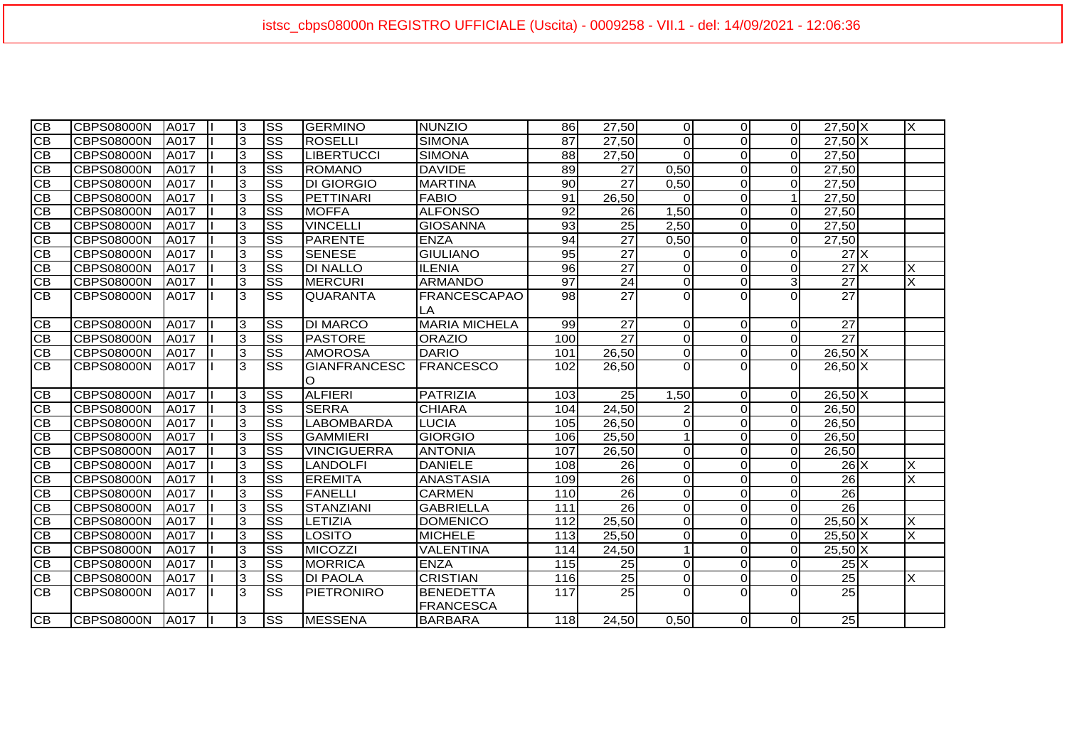istsc_cbps08000n REGISTRO UFFICIALE (Uscita) - 0009258 - VII.1 - del: 14/09/2021 - 12:06:36

| | | | | | | | | | | | | | | | | |
|---|---|---|---|---|---|---|---|---|---|---|---|---|---|---|---|---|
| CB | CBPS08000N | A017 | I | 3 | SS | GERMINO | NUNZIO | 86 | 27,50 | 0 | 0 | 0 | 27,50 | X | | X |
| CB | CBPS08000N | A017 | I | 3 | SS | ROSELLI | SIMONA | 87 | 27,50 | 0 | 0 | 0 | 27,50 | X | | |
| CB | CBPS08000N | A017 | I | 3 | SS | LIBERTUCCI | SIMONA | 88 | 27,50 | 0 | 0 | 0 | 27,50 | | | |
| CB | CBPS08000N | A017 | I | 3 | SS | ROMANO | DAVIDE | 89 | 27 | 0,50 | 0 | 0 | 27,50 | | | |
| CB | CBPS08000N | A017 | I | 3 | SS | DI GIORGIO | MARTINA | 90 | 27 | 0,50 | 0 | 0 | 27,50 | | | |
| CB | CBPS08000N | A017 | I | 3 | SS | PETTINARI | FABIO | 91 | 26,50 | 0 | 0 | 1 | 27,50 | | | |
| CB | CBPS08000N | A017 | I | 3 | SS | MOFFA | ALFONSO | 92 | 26 | 1,50 | 0 | 0 | 27,50 | | | |
| CB | CBPS08000N | A017 | I | 3 | SS | VINCELLI | GIOSANNA | 93 | 25 | 2,50 | 0 | 0 | 27,50 | | | |
| CB | CBPS08000N | A017 | I | 3 | SS | PARENTE | ENZA | 94 | 27 | 0,50 | 0 | 0 | 27,50 | | | |
| CB | CBPS08000N | A017 | I | 3 | SS | SENESE | GIULIANO | 95 | 27 | 0 | 0 | 0 | 27 | X | | |
| CB | CBPS08000N | A017 | I | 3 | SS | DI NALLO | ILENIA | 96 | 27 | 0 | 0 | 0 | 27 | X | | X |
| CB | CBPS08000N | A017 | I | 3 | SS | MERCURI | ARMANDO | 97 | 24 | 0 | 0 | 3 | 27 | | | X |
| CB | CBPS08000N | A017 | I | 3 | SS | QUARANTA | FRANCESCAPAOLA | 98 | 27 | 0 | 0 | 0 | 27 | | | |
| CB | CBPS08000N | A017 | I | 3 | SS | DI MARCO | MARIA MICHELA | 99 | 27 | 0 | 0 | 0 | 27 | | | |
| CB | CBPS08000N | A017 | I | 3 | SS | PASTORE | ORAZIO | 100 | 27 | 0 | 0 | 0 | 27 | | | |
| CB | CBPS08000N | A017 | I | 3 | SS | AMOROSA | DARIO | 101 | 26,50 | 0 | 0 | 0 | 26,50 | X | | |
| CB | CBPS08000N | A017 | I | 3 | SS | GIANFRANCESCO | FRANCESCO | 102 | 26,50 | 0 | 0 | 0 | 26,50 | X | | |
| CB | CBPS08000N | A017 | I | 3 | SS | ALFIERI | PATRIZIA | 103 | 25 | 1,50 | 0 | 0 | 26,50 | X | | |
| CB | CBPS08000N | A017 | I | 3 | SS | SERRA | CHIARA | 104 | 24,50 | 2 | 0 | 0 | 26,50 | | | |
| CB | CBPS08000N | A017 | I | 3 | SS | LABOMBARDA | LUCIA | 105 | 26,50 | 0 | 0 | 0 | 26,50 | | | |
| CB | CBPS08000N | A017 | I | 3 | SS | GAMMIERI | GIORGIO | 106 | 25,50 | 1 | 0 | 0 | 26,50 | | | |
| CB | CBPS08000N | A017 | I | 3 | SS | VINCIGUERRA | ANTONIA | 107 | 26,50 | 0 | 0 | 0 | 26,50 | | | |
| CB | CBPS08000N | A017 | I | 3 | SS | LANDOLFI | DANIELE | 108 | 26 | 0 | 0 | 0 | 26 | X | | X |
| CB | CBPS08000N | A017 | I | 3 | SS | EREMITA | ANASTASIA | 109 | 26 | 0 | 0 | 0 | 26 | | | X |
| CB | CBPS08000N | A017 | I | 3 | SS | FANELLI | CARMEN | 110 | 26 | 0 | 0 | 0 | 26 | | | |
| CB | CBPS08000N | A017 | I | 3 | SS | STANZIANI | GABRIELLA | 111 | 26 | 0 | 0 | 0 | 26 | | | |
| CB | CBPS08000N | A017 | I | 3 | SS | LETIZIA | DOMENICO | 112 | 25,50 | 0 | 0 | 0 | 25,50 | X | | X |
| CB | CBPS08000N | A017 | I | 3 | SS | LOSITO | MICHELE | 113 | 25,50 | 0 | 0 | 0 | 25,50 | X | | X |
| CB | CBPS08000N | A017 | I | 3 | SS | MICOZZI | VALENTINA | 114 | 24,50 | 1 | 0 | 0 | 25,50 | X | | |
| CB | CBPS08000N | A017 | I | 3 | SS | MORRICA | ENZA | 115 | 25 | 0 | 0 | 0 | 25 | X | | |
| CB | CBPS08000N | A017 | I | 3 | SS | DI PAOLA | CRISTIAN | 116 | 25 | 0 | 0 | 0 | 25 | | | X |
| CB | CBPS08000N | A017 | I | 3 | SS | PIETRONIRO | BENEDETTA FRANCESCA | 117 | 25 | 0 | 0 | 0 | 25 | | | |
| CB | CBPS08000N | A017 | I | 3 | SS | MESSENA | BARBARA | 118 | 24,50 | 0,50 | 0 | 0 | 25 | | | |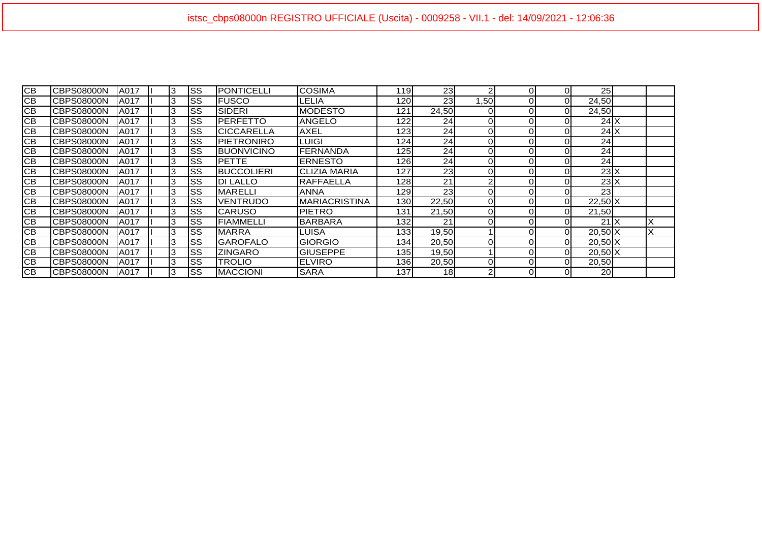| | | | | | | | | | | | | | | | |
|---|---|---|---|---|---|---|---|---|---|---|---|---|---|---|---|
| CB | CBPS08000N | A017 | I | 3 | SS | PONTICELLI | COSIMA | 119 | 23 | 2 | 0 | 0 | 25 | | |
| CB | CBPS08000N | A017 | I | 3 | SS | FUSCO | LELIA | 120 | 23 | 1,50 | 0 | 0 | 24,50 | | |
| CB | CBPS08000N | A017 | I | 3 | SS | SIDERI | MODESTO | 121 | 24,50 | 0 | 0 | 0 | 24,50 | | |
| CB | CBPS08000N | A017 | I | 3 | SS | PERFETTO | ANGELO | 122 | 24 | 0 | 0 | 0 | 24 | X | |
| CB | CBPS08000N | A017 | I | 3 | SS | CICCARELLA | AXEL | 123 | 24 | 0 | 0 | 0 | 24 | X | |
| CB | CBPS08000N | A017 | I | 3 | SS | PIETRONIRO | LUIGI | 124 | 24 | 0 | 0 | 0 | 24 | | |
| CB | CBPS08000N | A017 | I | 3 | SS | BUONVICINO | FERNANDA | 125 | 24 | 0 | 0 | 0 | 24 | | |
| CB | CBPS08000N | A017 | I | 3 | SS | PETTE | ERNESTO | 126 | 24 | 0 | 0 | 0 | 24 | | |
| CB | CBPS08000N | A017 | I | 3 | SS | BUCCOLIERI | CLIZIA MARIA | 127 | 23 | 0 | 0 | 0 | 23 | X | |
| CB | CBPS08000N | A017 | I | 3 | SS | DI LALLO | RAFFAELLA | 128 | 21 | 2 | 0 | 0 | 23 | X | |
| CB | CBPS08000N | A017 | I | 3 | SS | MARELLI | ANNA | 129 | 23 | 0 | 0 | 0 | 23 | | |
| CB | CBPS08000N | A017 | I | 3 | SS | VENTRUDO | MARIACRISTINA | 130 | 22,50 | 0 | 0 | 0 | 22,50 | X | |
| CB | CBPS08000N | A017 | I | 3 | SS | CARUSO | PIETRO | 131 | 21,50 | 0 | 0 | 0 | 21,50 | | |
| CB | CBPS08000N | A017 | I | 3 | SS | FIAMMELLI | BARBARA | 132 | 21 | 0 | 0 | 0 | 21 | X | X |
| CB | CBPS08000N | A017 | I | 3 | SS | MARRA | LUISA | 133 | 19,50 | 1 | 0 | 0 | 20,50 | X | X |
| CB | CBPS08000N | A017 | I | 3 | SS | GAROFALO | GIORGIO | 134 | 20,50 | 0 | 0 | 0 | 20,50 | X | |
| CB | CBPS08000N | A017 | I | 3 | SS | ZINGARO | GIUSEPPE | 135 | 19,50 | 1 | 0 | 0 | 20,50 | X | |
| CB | CBPS08000N | A017 | I | 3 | SS | TROLIO | ELVIRO | 136 | 20,50 | 0 | 0 | 0 | 20,50 | | |
| CB | CBPS08000N | A017 | I | 3 | SS | MACCIONI | SARA | 137 | 18 | 2 | 0 | 0 | 20 | | |